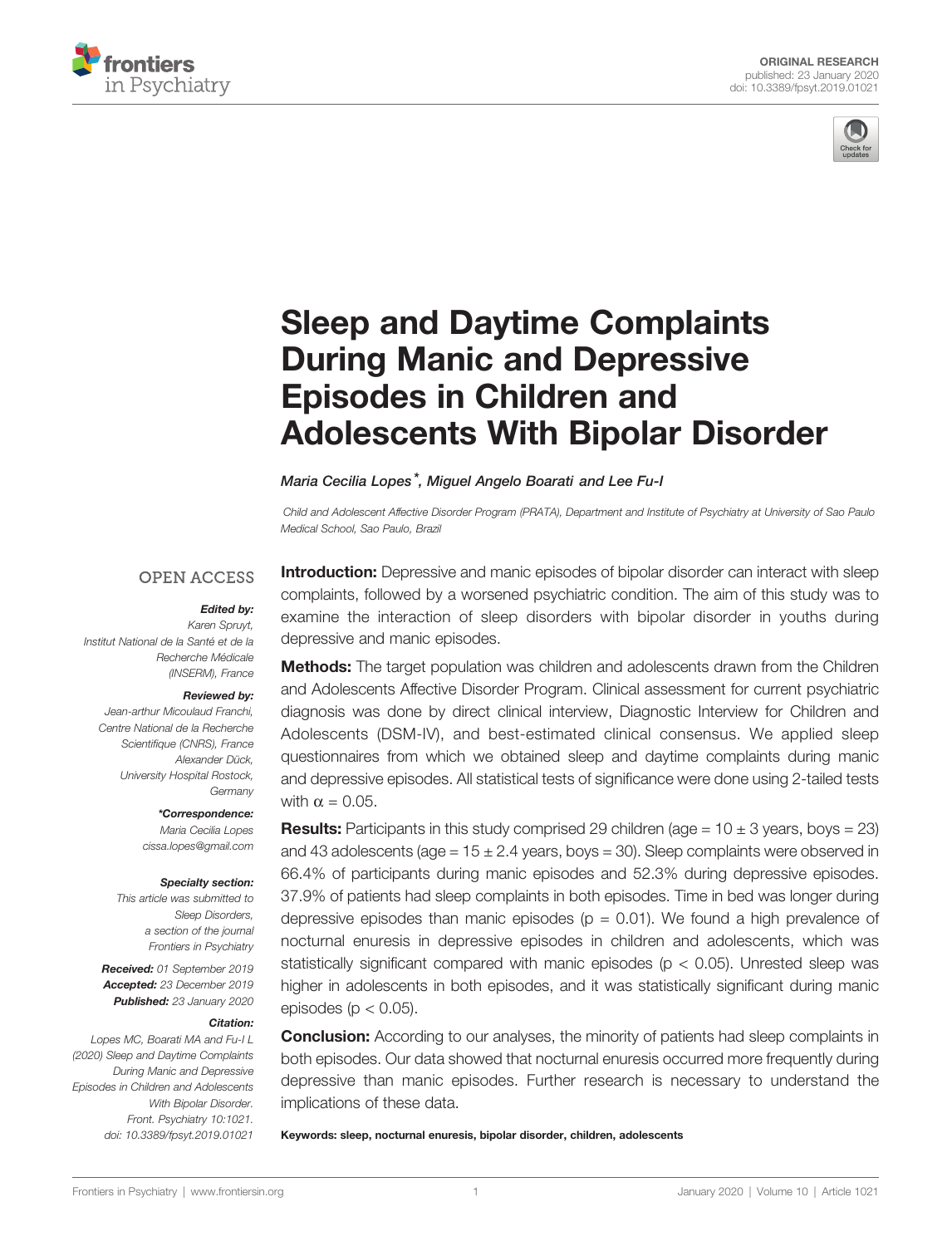ORIGINAL RESEARCH
published: 23 January 2020
doi: 10.3389/fpsyt.2019.01021

# Sleep and Daytime Complaints During Manic and Depressive Episodes in Children and Adolescents With Bipolar Disorder

*Maria Cecilia Lopes*\*, Miguel Angelo Boarati and Lee Fu-I*

*Child and Adolescent Affective Disorder Program (PRATA), Department and Institute of Psychiatry at University of Sao Paulo Medical School, Sao Paulo, Brazil*

OPEN ACCESS

***Edited by:***
*Karen Spruyt,*
*Institut National de la Santé et de la Recherche Médicale (INSERM), France*

***Reviewed by:***
*Jean-arthur Micoulaud Franchi,*
*Centre National de la Recherche Scientifique (CNRS), France*
*Alexander Dück,*
*University Hospital Rostock, Germany*

***\*Correspondence:***
*Maria Cecilia Lopes*
*cissa.lopes@gmail.com*

***Specialty section:***
*This article was submitted to Sleep Disorders, a section of the journal Frontiers in Psychiatry*

***Received:*** *01 September 2019*
***Accepted:*** *23 December 2019*
***Published:*** *23 January 2020*

***Citation:***
*Lopes MC, Boarati MA and Fu-I L (2020) Sleep and Daytime Complaints During Manic and Depressive Episodes in Children and Adolescents With Bipolar Disorder. Front. Psychiatry 10:1021. doi: 10.3389/fpsyt.2019.01021*

**Introduction:** Depressive and manic episodes of bipolar disorder can interact with sleep complaints, followed by a worsened psychiatric condition. The aim of this study was to examine the interaction of sleep disorders with bipolar disorder in youths during depressive and manic episodes.

**Methods:** The target population was children and adolescents drawn from the Children and Adolescents Affective Disorder Program. Clinical assessment for current psychiatric diagnosis was done by direct clinical interview, Diagnostic Interview for Children and Adolescents (DSM-IV), and best-estimated clinical consensus. We applied sleep questionnaires from which we obtained sleep and daytime complaints during manic and depressive episodes. All statistical tests of significance were done using 2-tailed tests with $\alpha = 0.05$.

**Results:** Participants in this study comprised 29 children (age = $10 \pm 3$ years, boys = 23) and 43 adolescents (age = $15 \pm 2.4$ years, boys = 30). Sleep complaints were observed in 66.4% of participants during manic episodes and 52.3% during depressive episodes. 37.9% of patients had sleep complaints in both episodes. Time in bed was longer during depressive episodes than manic episodes ($p = 0.01$). We found a high prevalence of nocturnal enuresis in depressive episodes in children and adolescents, which was statistically significant compared with manic episodes ($p < 0.05$). Unrested sleep was higher in adolescents in both episodes, and it was statistically significant during manic episodes ($p < 0.05$).

**Conclusion:** According to our analyses, the minority of patients had sleep complaints in both episodes. Our data showed that nocturnal enuresis occurred more frequently during depressive than manic episodes. Further research is necessary to understand the implications of these data.

**Keywords: sleep, nocturnal enuresis, bipolar disorder, children, adolescents**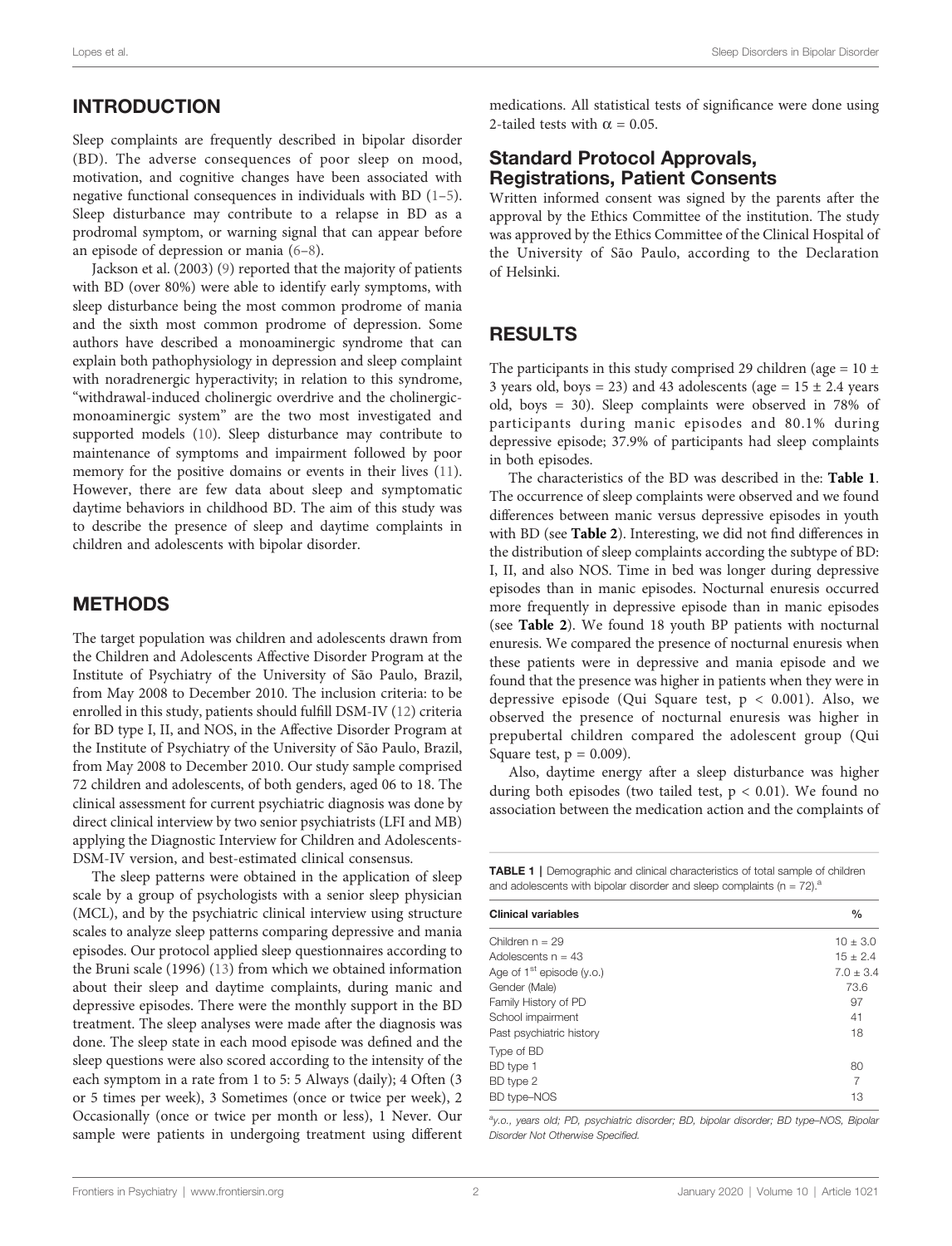## INTRODUCTION

Sleep complaints are frequently described in bipolar disorder (BD). The adverse consequences of poor sleep on mood, motivation, and cognitive changes have been associated with negative functional consequences in individuals with BD (1–5). Sleep disturbance may contribute to a relapse in BD as a prodromal symptom, or warning signal that can appear before an episode of depression or mania (6–8).

Jackson et al. (2003) (9) reported that the majority of patients with BD (over 80%) were able to identify early symptoms, with sleep disturbance being the most common prodrome of mania and the sixth most common prodrome of depression. Some authors have described a monoaminergic syndrome that can explain both pathophysiology in depression and sleep complaint with noradrenergic hyperactivity; in relation to this syndrome, "withdrawal-induced cholinergic overdrive and the cholinergic-monoaminergic system" are the two most investigated and supported models (10). Sleep disturbance may contribute to maintenance of symptoms and impairment followed by poor memory for the positive domains or events in their lives (11). However, there are few data about sleep and symptomatic daytime behaviors in childhood BD. The aim of this study was to describe the presence of sleep and daytime complaints in children and adolescents with bipolar disorder.

## METHODS

The target population was children and adolescents drawn from the Children and Adolescents Affective Disorder Program at the Institute of Psychiatry of the University of São Paulo, Brazil, from May 2008 to December 2010. The inclusion criteria: to be enrolled in this study, patients should fulfill DSM-IV (12) criteria for BD type I, II, and NOS, in the Affective Disorder Program at the Institute of Psychiatry of the University of São Paulo, Brazil, from May 2008 to December 2010. Our study sample comprised 72 children and adolescents, of both genders, aged 06 to 18. The clinical assessment for current psychiatric diagnosis was done by direct clinical interview by two senior psychiatrists (LFI and MB) applying the Diagnostic Interview for Children and Adolescents-DSM-IV version, and best-estimated clinical consensus.

The sleep patterns were obtained in the application of sleep scale by a group of psychologists with a senior sleep physician (MCL), and by the psychiatric clinical interview using structure scales to analyze sleep patterns comparing depressive and mania episodes. Our protocol applied sleep questionnaires according to the Bruni scale (1996) (13) from which we obtained information about their sleep and daytime complaints, during manic and depressive episodes. There were the monthly support in the BD treatment. The sleep analyses were made after the diagnosis was done. The sleep state in each mood episode was defined and the sleep questions were also scored according to the intensity of the each symptom in a rate from 1 to 5: 5 Always (daily); 4 Often (3 or 5 times per week), 3 Sometimes (once or twice per week), 2 Occasionally (once or twice per month or less), 1 Never. Our sample were patients in undergoing treatment using different medications. All statistical tests of significance were done using 2-tailed tests with $\alpha = 0.05$.

### Standard Protocol Approvals, Registrations, Patient Consents

Written informed consent was signed by the parents after the approval by the Ethics Committee of the institution. The study was approved by the Ethics Committee of the Clinical Hospital of the University of São Paulo, according to the Declaration of Helsinki.

## RESULTS

The participants in this study comprised 29 children (age = 10 ± 3 years old, boys = 23) and 43 adolescents (age = 15 ± 2.4 years old, boys = 30). Sleep complaints were observed in 78% of participants during manic episodes and 80.1% during depressive episode; 37.9% of participants had sleep complaints in both episodes.

The characteristics of the BD was described in the: **Table 1**. The occurrence of sleep complaints were observed and we found differences between manic versus depressive episodes in youth with BD (see **Table 2**). Interesting, we did not find differences in the distribution of sleep complaints according the subtype of BD: I, II, and also NOS. Time in bed was longer during depressive episodes than in manic episodes. Nocturnal enuresis occurred more frequently in depressive episode than in manic episodes (see **Table 2**). We found 18 youth BP patients with nocturnal enuresis. We compared the presence of nocturnal enuresis when these patients were in depressive and mania episode and we found that the presence was higher in patients when they were in depressive episode (Qui Square test, $p < 0.001$). Also, we observed the presence of nocturnal enuresis was higher in prepubertal children compared the adolescent group (Qui Square test, $p = 0.009$).

Also, daytime energy after a sleep disturbance was higher during both episodes (two tailed test, $p < 0.01$). We found no association between the medication action and the complaints of

**TABLE 1** | Demographic and clinical characteristics of total sample of children and adolescents with bipolar disorder and sleep complaints (n = 72).[a]

| Clinical variables | % |
|---|---|
| Children n = 29 | 10 ± 3.0 |
| Adolescents n = 43 | 15 ± 2.4 |
| Age of 1[st] episode (y.o.) | 7.0 ± 3.4 |
| Gender (Male) | 73.6 |
| Family History of PD | 97 |
| School impairment | 41 |
| Past psychiatric history | 18 |
| Type of BD | |
| BD type 1 | 80 |
| BD type 2 | 7 |
| BD type–NOS | 13 |

[a]y.o., years old; PD, psychiatric disorder; BD, bipolar disorder; BD type–NOS, Bipolar Disorder Not Otherwise Specified.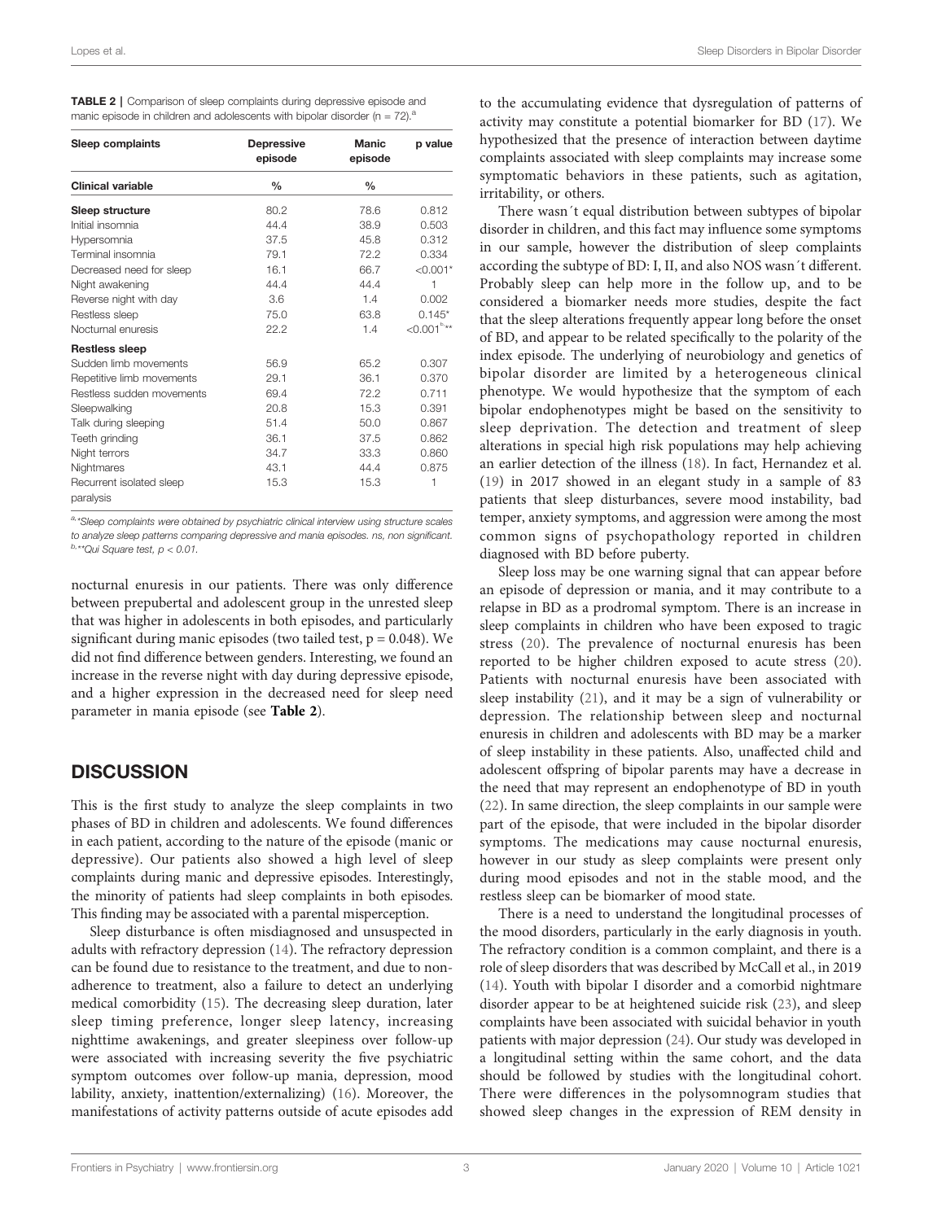**TABLE 2** | Comparison of sleep complaints during depressive episode and manic episode in children and adolescents with bipolar disorder (n = 72).[a]

| Sleep complaints | Depressive episode | Manic episode | p value |
|---|---|---|---|
| **Clinical variable** | **%** | **%** | |
| **Sleep structure** | 80.2 | 78.6 | 0.812 |
| Initial insomnia | 44.4 | 38.9 | 0.503 |
| Hypersomnia | 37.5 | 45.8 | 0.312 |
| Terminal insomnia | 79.1 | 72.2 | 0.334 |
| Decreased need for sleep | 16.1 | 66.7 | <0.001* |
| Night awakening | 44.4 | 44.4 | 1 |
| Reverse night with day | 3.6 | 1.4 | 0.002 |
| Restless sleep | 75.0 | 63.8 | 0.145* |
| Nocturnal enuresis | 22.2 | 1.4 | <0.001[b,**] |
| **Restless sleep** | | | |
| Sudden limb movements | 56.9 | 65.2 | 0.307 |
| Repetitive limb movements | 29.1 | 36.1 | 0.370 |
| Restless sudden movements | 69.4 | 72.2 | 0.711 |
| Sleepwalking | 20.8 | 15.3 | 0.391 |
| Talk during sleeping | 51.4 | 50.0 | 0.867 |
| Teeth grinding | 36.1 | 37.5 | 0.862 |
| Night terrors | 34.7 | 33.3 | 0.860 |
| Nightmares | 43.1 | 44.4 | 0.875 |
| Recurrent isolated sleep paralysis | 15.3 | 15.3 | 1 |

[a,]*Sleep complaints were obtained by psychiatric clinical interview using structure scales to analyze sleep patterns comparing depressive and mania episodes. ns, non significant.
[b,]**Qui Square test, $p < 0.01$.

nocturnal enuresis in our patients. There was only difference between prepubertal and adolescent group in the unrested sleep that was higher in adolescents in both episodes, and particularly significant during manic episodes (two tailed test, p = 0.048). We did not find difference between genders. Interesting, we found an increase in the reverse night with day during depressive episode, and a higher expression in the decreased need for sleep need parameter in mania episode (see **Table 2**).

## DISCUSSION

This is the first study to analyze the sleep complaints in two phases of BD in children and adolescents. We found differences in each patient, according to the nature of the episode (manic or depressive). Our patients also showed a high level of sleep complaints during manic and depressive episodes. Interestingly, the minority of patients had sleep complaints in both episodes. This finding may be associated with a parental misperception.

Sleep disturbance is often misdiagnosed and unsuspected in adults with refractory depression (14). The refractory depression can be found due to resistance to the treatment, and due to non-adherence to treatment, also a failure to detect an underlying medical comorbidity (15). The decreasing sleep duration, later sleep timing preference, longer sleep latency, increasing nighttime awakenings, and greater sleepiness over follow-up were associated with increasing severity the five psychiatric symptom outcomes over follow-up mania, depression, mood lability, anxiety, inattention/externalizing) (16). Moreover, the manifestations of activity patterns outside of acute episodes add to the accumulating evidence that dysregulation of patterns of activity may constitute a potential biomarker for BD (17). We hypothesized that the presence of interaction between daytime complaints associated with sleep complaints may increase some symptomatic behaviors in these patients, such as agitation, irritability, or others.

There wasn´t equal distribution between subtypes of bipolar disorder in children, and this fact may influence some symptoms in our sample, however the distribution of sleep complaints according the subtype of BD: I, II, and also NOS wasn´t different. Probably sleep can help more in the follow up, and to be considered a biomarker needs more studies, despite the fact that the sleep alterations frequently appear long before the onset of BD, and appear to be related specifically to the polarity of the index episode. The underlying of neurobiology and genetics of bipolar disorder are limited by a heterogeneous clinical phenotype. We would hypothesize that the symptom of each bipolar endophenotypes might be based on the sensitivity to sleep deprivation. The detection and treatment of sleep alterations in special high risk populations may help achieving an earlier detection of the illness (18). In fact, Hernandez et al. (19) in 2017 showed in an elegant study in a sample of 83 patients that sleep disturbances, severe mood instability, bad temper, anxiety symptoms, and aggression were among the most common signs of psychopathology reported in children diagnosed with BD before puberty.

Sleep loss may be one warning signal that can appear before an episode of depression or mania, and it may contribute to a relapse in BD as a prodromal symptom. There is an increase in sleep complaints in children who have been exposed to tragic stress (20). The prevalence of nocturnal enuresis has been reported to be higher children exposed to acute stress (20). Patients with nocturnal enuresis have been associated with sleep instability (21), and it may be a sign of vulnerability or depression. The relationship between sleep and nocturnal enuresis in children and adolescents with BD may be a marker of sleep instability in these patients. Also, unaffected child and adolescent offspring of bipolar parents may have a decrease in the need that may represent an endophenotype of BD in youth (22). In same direction, the sleep complaints in our sample were part of the episode, that were included in the bipolar disorder symptoms. The medications may cause nocturnal enuresis, however in our study as sleep complaints were present only during mood episodes and not in the stable mood, and the restless sleep can be biomarker of mood state.

There is a need to understand the longitudinal processes of the mood disorders, particularly in the early diagnosis in youth. The refractory condition is a common complaint, and there is a role of sleep disorders that was described by McCall et al., in 2019 (14). Youth with bipolar I disorder and a comorbid nightmare disorder appear to be at heightened suicide risk (23), and sleep complaints have been associated with suicidal behavior in youth patients with major depression (24). Our study was developed in a longitudinal setting within the same cohort, and the data should be followed by studies with the longitudinal cohort. There were differences in the polysomnogram studies that showed sleep changes in the expression of REM density in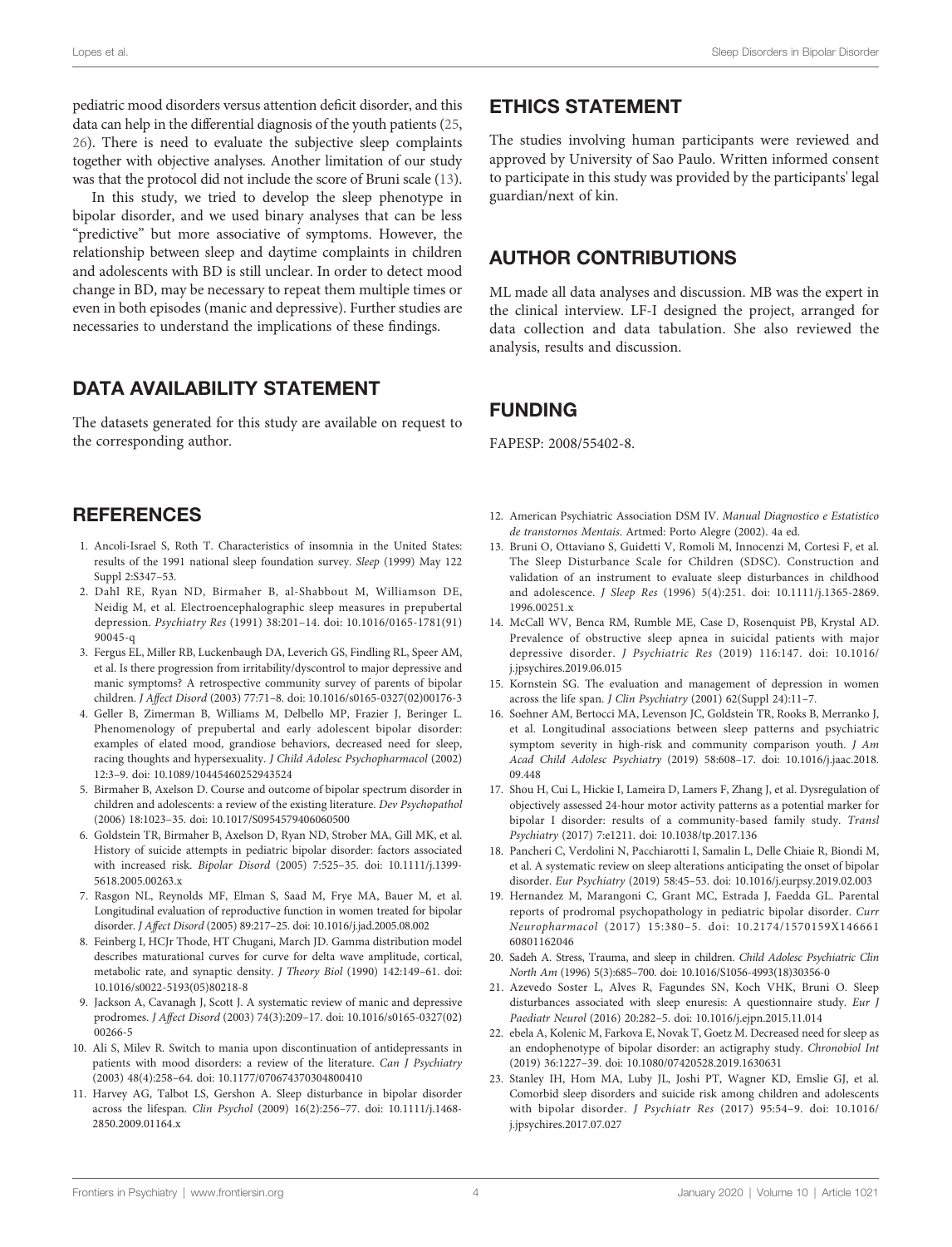pediatric mood disorders versus attention deficit disorder, and this data can help in the differential diagnosis of the youth patients (25, 26). There is need to evaluate the subjective sleep complaints together with objective analyses. Another limitation of our study was that the protocol did not include the score of Bruni scale (13).

In this study, we tried to develop the sleep phenotype in bipolar disorder, and we used binary analyses that can be less "predictive" but more associative of symptoms. However, the relationship between sleep and daytime complaints in children and adolescents with BD is still unclear. In order to detect mood change in BD, may be necessary to repeat them multiple times or even in both episodes (manic and depressive). Further studies are necessaries to understand the implications of these findings.

## DATA AVAILABILITY STATEMENT

The datasets generated for this study are available on request to the corresponding author.

## ETHICS STATEMENT

The studies involving human participants were reviewed and approved by University of Sao Paulo. Written informed consent to participate in this study was provided by the participants' legal guardian/next of kin.

## AUTHOR CONTRIBUTIONS

ML made all data analyses and discussion. MB was the expert in the clinical interview. LF-I designed the project, arranged for data collection and data tabulation. She also reviewed the analysis, results and discussion.

## FUNDING

FAPESP: 2008/55402-8.

## REFERENCES

1. Ancoli-Israel S, Roth T. Characteristics of insomnia in the United States: results of the 1991 national sleep foundation survey. *Sleep* (1999) May 122 Suppl 2:S347–53.
2. Dahl RE, Ryan ND, Birmaher B, al-Shabbout M, Williamson DE, Neidig M, et al. Electroencephalographic sleep measures in prepubertal depression. *Psychiatry Res* (1991) 38:201–14. doi: 10.1016/0165-1781(91)90045-q
3. Fergus EL, Miller RB, Luckenbaugh DA, Leverich GS, Findling RL, Speer AM, et al. Is there progression from irritability/dyscontrol to major depressive and manic symptoms? A retrospective community survey of parents of bipolar children. *J Affect Disord* (2003) 77:71–8. doi: 10.1016/s0165-0327(02)00176-3
4. Geller B, Zimerman B, Williams M, Delbello MP, Frazier J, Beringer L. Phenomenology of prepubertal and early adolescent bipolar disorder: examples of elated mood, grandiose behaviors, decreased need for sleep, racing thoughts and hypersexuality. *J Child Adolesc Psychopharmacol* (2002) 12:3–9. doi: 10.1089/10445460252943524
5. Birmaher B, Axelson D. Course and outcome of bipolar spectrum disorder in children and adolescents: a review of the existing literature. *Dev Psychopathol* (2006) 18:1023–35. doi: 10.1017/S0954579406060500
6. Goldstein TR, Birmaher B, Axelson D, Ryan ND, Strober MA, Gill MK, et al. History of suicide attempts in pediatric bipolar disorder: factors associated with increased risk. *Bipolar Disord* (2005) 7:525–35. doi: 10.1111/j.1399-5618.2005.00263.x
7. Rasgon NL, Reynolds MF, Elman S, Saad M, Frye MA, Bauer M, et al. Longitudinal evaluation of reproductive function in women treated for bipolar disorder. *J Affect Disord* (2005) 89:217–25. doi: 10.1016/j.jad.2005.08.002
8. Feinberg I, HCJr Thode, HT Chugani, March JD. Gamma distribution model describes maturational curves for curve for delta wave amplitude, cortical, metabolic rate, and synaptic density. *J Theory Biol* (1990) 142:149–61. doi: 10.1016/s0022-5193(05)80218-8
9. Jackson A, Cavanagh J, Scott J. A systematic review of manic and depressive prodromes. *J Affect Disord* (2003) 74(3):209–17. doi: 10.1016/s0165-0327(02)00266-5
10. Ali S, Milev R. Switch to mania upon discontinuation of antidepressants in patients with mood disorders: a review of the literature. *Can J Psychiatry* (2003) 48(4):258–64. doi: 10.1177/070674370304800410
11. Harvey AG, Talbot LS, Gershon A. Sleep disturbance in bipolar disorder across the lifespan. *Clin Psychol* (2009) 16(2):256–77. doi: 10.1111/j.1468-2850.2009.01164.x
12. American Psychiatric Association DSM IV. *Manual Diagnostico e Estatistico de transtornos Mentais.* Artmed: Porto Alegre (2002). 4a ed.
13. Bruni O, Ottaviano S, Guidetti V, Romoli M, Innocenzi M, Cortesi F, et al. The Sleep Disturbance Scale for Children (SDSC). Construction and validation of an instrument to evaluate sleep disturbances in childhood and adolescence. *J Sleep Res* (1996) 5(4):251. doi: 10.1111/j.1365-2869.1996.00251.x
14. McCall WV, Benca RM, Rumble ME, Case D, Rosenquist PB, Krystal AD. Prevalence of obstructive sleep apnea in suicidal patients with major depressive disorder. *J Psychiatric Res* (2019) 116:147. doi: 10.1016/j.jpsychires.2019.06.015
15. Kornstein SG. The evaluation and management of depression in women across the life span. *J Clin Psychiatry* (2001) 62(Suppl 24):11–7.
16. Soehner AM, Bertocci MA, Levenson JC, Goldstein TR, Rooks B, Merranko J, et al. Longitudinal associations between sleep patterns and psychiatric symptom severity in high-risk and community comparison youth. *J Am Acad Child Adolesc Psychiatry* (2019) 58:608–17. doi: 10.1016/j.jaac.2018.09.448
17. Shou H, Cui L, Hickie I, Lameira D, Lamers F, Zhang J, et al. Dysregulation of objectively assessed 24-hour motor activity patterns as a potential marker for bipolar I disorder: results of a community-based family study. *Transl Psychiatry* (2017) 7:e1211. doi: 10.1038/tp.2017.136
18. Pancheri C, Verdolini N, Pacchiarotti I, Samalin L, Delle Chiaie R, Biondi M, et al. A systematic review on sleep alterations anticipating the onset of bipolar disorder. *Eur Psychiatry* (2019) 58:45–53. doi: 10.1016/j.eurpsy.2019.02.003
19. Hernandez M, Marangoni C, Grant MC, Estrada J, Faedda GL. Parental reports of prodromal psychopathology in pediatric bipolar disorder. *Curr Neuropharmacol* (2017) 15:380–5. doi: 10.2174/1570159X14666160801162046
20. Sadeh A. Stress, Trauma, and sleep in children. *Child Adolesc Psychiatric Clin North Am* (1996) 5(3):685–700. doi: 10.1016/S1056-4993(18)30356-0
21. Azevedo Soster L, Alves R, Fagundes SN, Koch VHK, Bruni O. Sleep disturbances associated with sleep enuresis: A questionnaire study. *Eur J Paediatr Neurol* (2016) 20:282–5. doi: 10.1016/j.ejpn.2015.11.014
22. ebela A, Kolenic M, Farkova E, Novak T, Goetz M. Decreased need for sleep as an endophenotype of bipolar disorder: an actigraphy study. *Chronobiol Int* (2019) 36:1227–39. doi: 10.1080/07420528.2019.1630631
23. Stanley IH, Hom MA, Luby JL, Joshi PT, Wagner KD, Emslie GJ, et al. Comorbid sleep disorders and suicide risk among children and adolescents with bipolar disorder. *J Psychiatr Res* (2017) 95:54–9. doi: 10.1016/j.jpsychires.2017.07.027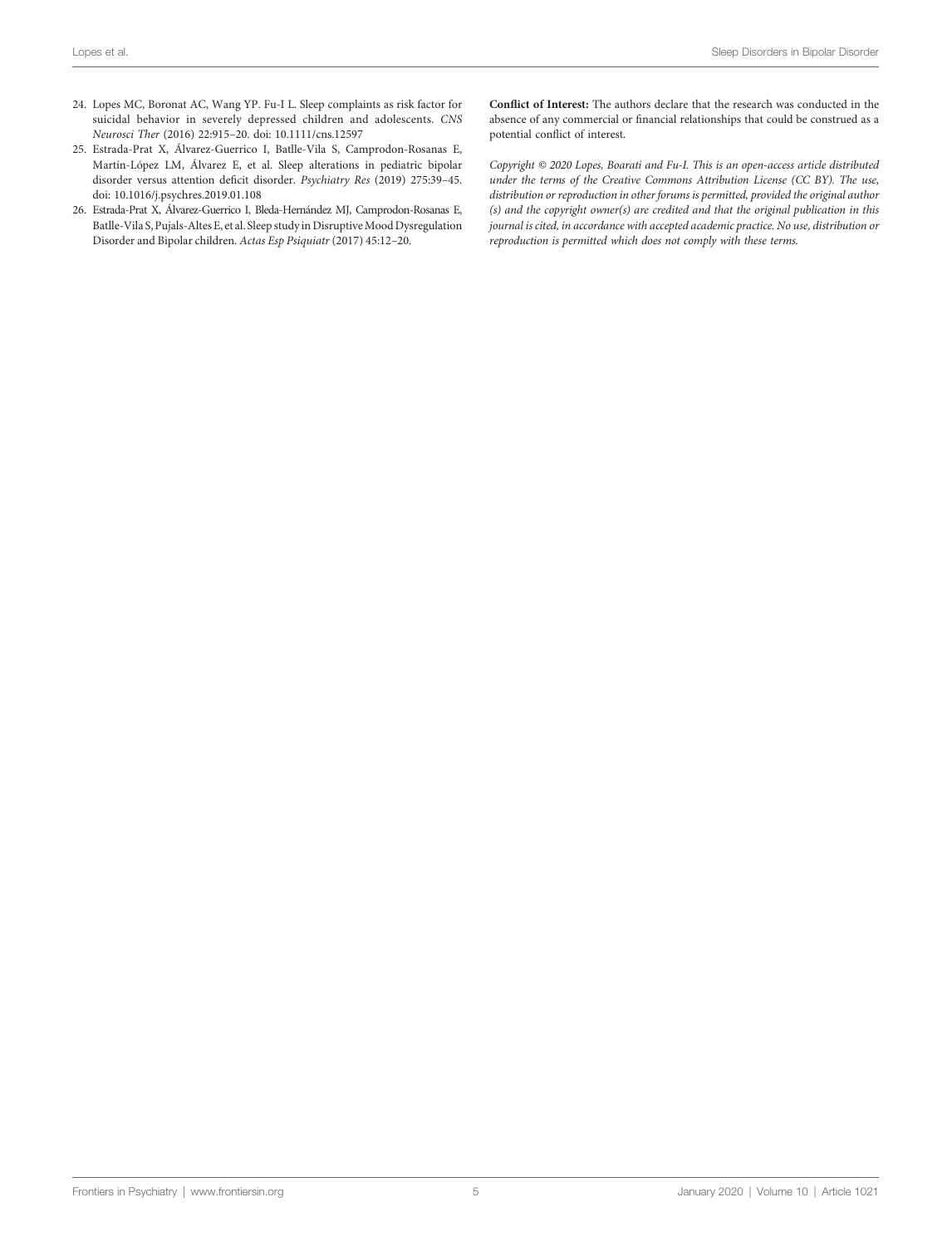24. Lopes MC, Boronat AC, Wang YP. Fu-I L. Sleep complaints as risk factor for suicidal behavior in severely depressed children and adolescents. *CNS Neurosci Ther* (2016) 22:915–20. doi: 10.1111/cns.12597
25. Estrada-Prat X, Álvarez-Guerrico I, Batlle-Vila S, Camprodon-Rosanas E, Martín-López LM, Álvarez E, et al. Sleep alterations in pediatric bipolar disorder versus attention deficit disorder. *Psychiatry Res* (2019) 275:39–45. doi: 10.1016/j.psychres.2019.01.108
26. Estrada-Prat X, Álvarez-Guerrico I, Bleda-Hernández MJ, Camprodon-Rosanas E, Batlle-Vila S, Pujals-Altes E, et al. Sleep study in Disruptive Mood Dysregulation Disorder and Bipolar children. *Actas Esp Psiquiatr* (2017) 45:12–20.

**Conflict of Interest:** The authors declare that the research was conducted in the absence of any commercial or financial relationships that could be construed as a potential conflict of interest.

*Copyright © 2020 Lopes, Boarati and Fu-I. This is an open-access article distributed under the terms of the Creative Commons Attribution License (CC BY). The use, distribution or reproduction in other forums is permitted, provided the original author (s) and the copyright owner(s) are credited and that the original publication in this journal is cited, in accordance with accepted academic practice. No use, distribution or reproduction is permitted which does not comply with these terms.*